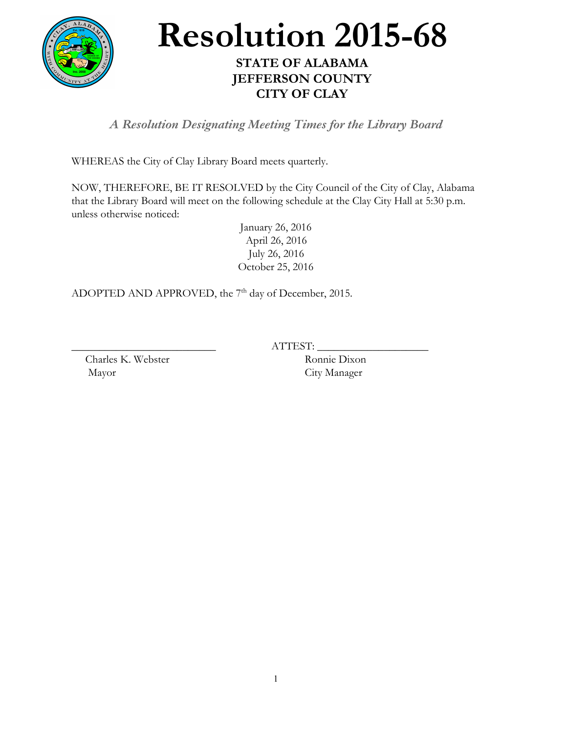# Resolution 2015-68

**STATE OF ALABAMA**
**JEFFERSON COUNTY**
**CITY OF CLAY**

***A Resolution Designating Meeting Times for the Library Board***

WHEREAS the City of Clay Library Board meets quarterly.

NOW, THEREFORE, BE IT RESOLVED by the City Council of the City of Clay, Alabama that the Library Board will meet on the following schedule at the Clay City Hall at 5:30 p.m. unless otherwise noticed:

January 26, 2016
April 26, 2016
July 26, 2016
October 25, 2016

ADOPTED AND APPROVED, the 7th day of December, 2015.

\_\_\_\_\_\_\_\_\_\_\_\_\_\_\_\_\_\_\_\_\_\_\_\_\_\_
Charles K. Webster
Mayor

ATTEST: \_\_\_\_\_\_\_\_\_\_\_\_\_\_\_\_\_\_\_\_
Ronnie Dixon
City Manager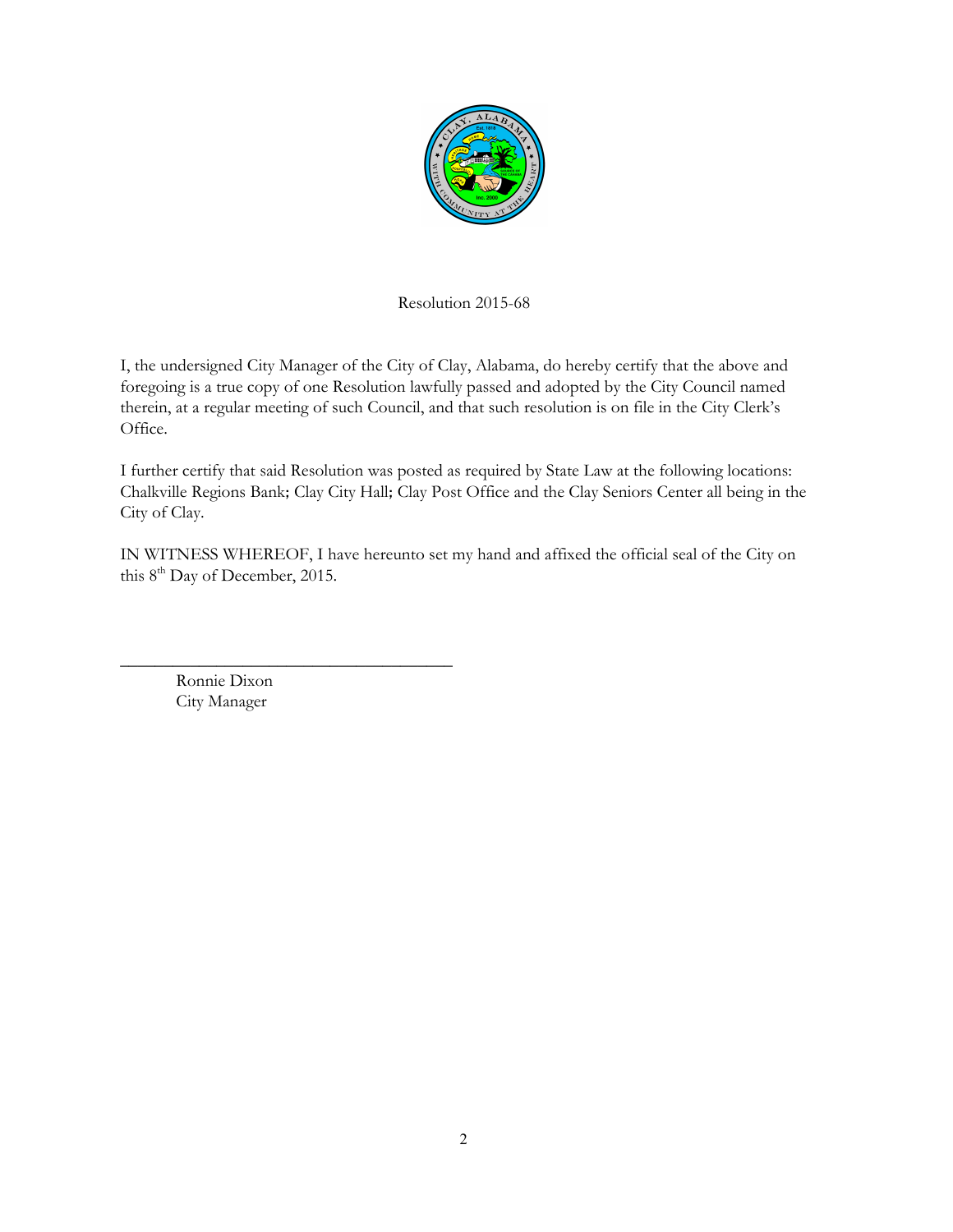Resolution 2015-68

I, the undersigned City Manager of the City of Clay, Alabama, do hereby certify that the above and foregoing is a true copy of one Resolution lawfully passed and adopted by the City Council named therein, at a regular meeting of such Council, and that such resolution is on file in the City Clerk's Office.

I further certify that said Resolution was posted as required by State Law at the following locations: Chalkville Regions Bank; Clay City Hall; Clay Post Office and the Clay Seniors Center all being in the City of Clay.

IN WITNESS WHEREOF, I have hereunto set my hand and affixed the official seal of the City on this 8th Day of December, 2015.

\_\_\_\_\_\_\_\_\_\_\_\_\_\_\_\_\_\_\_\_\_\_\_\_\_\_\_\_\_\_\_\_\_\_\_\_\_\_\_\_

Ronnie Dixon
City Manager